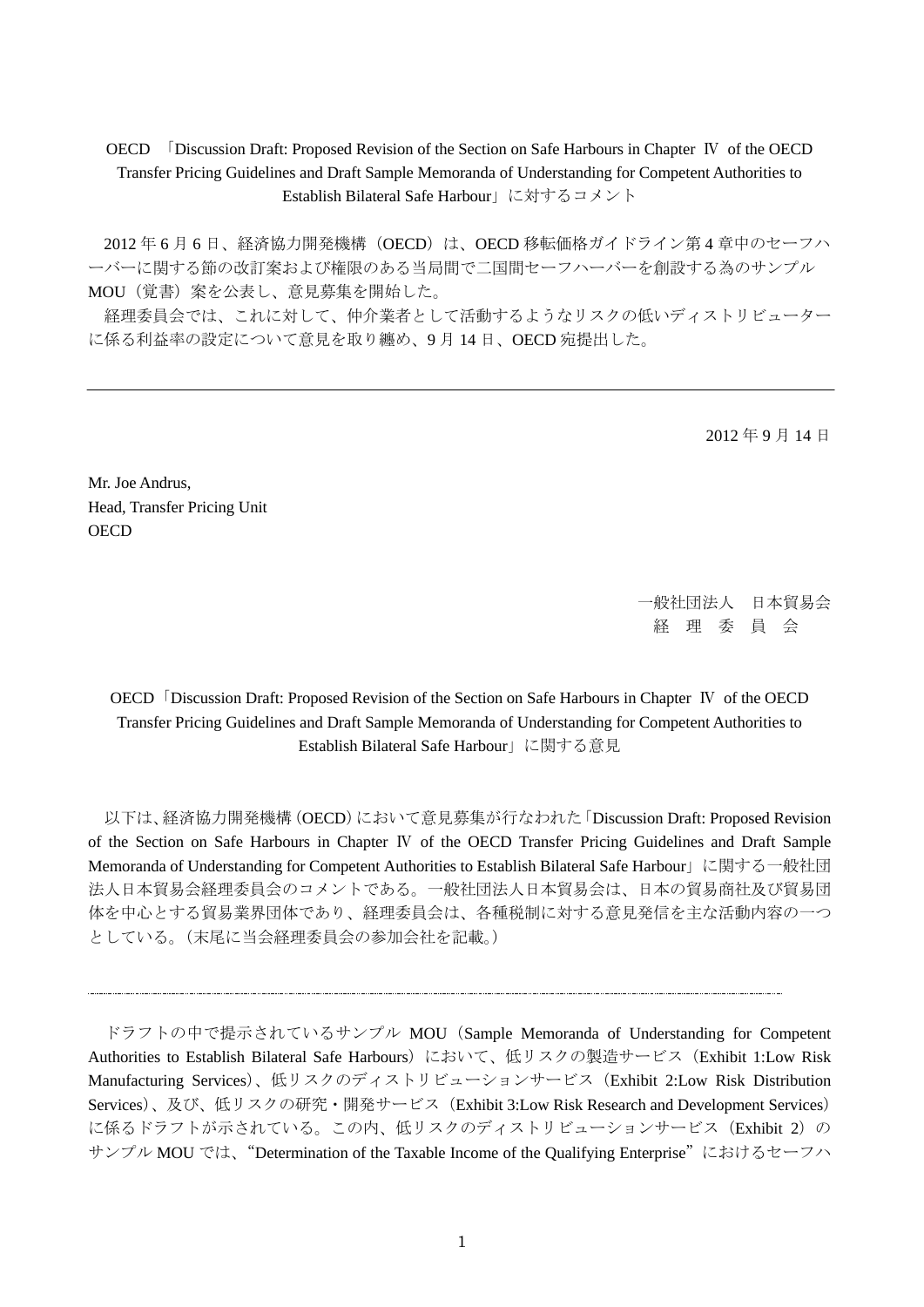OECD 「Discussion Draft: Proposed Revision of the Section on Safe Harbours in Chapter Ⅳ of the OECD Transfer Pricing Guidelines and Draft Sample Memoranda of Understanding for Competent Authorities to Establish Bilateral Safe Harbour」に対するコメント

2012 年 6 月 6 日、経済協力開発機構（OECD）は、OECD 移転価格ガイドライン第 4 章中のセーフハーバーに関する節の改訂案および権限のある当局間で二国間セーフハーバーを創設する為のサンプル MOU（覚書）案を公表し、意見募集を開始した。

経理委員会では、これに対して、仲介業者として活動するようなリスクの低いディストリビューターに係る利益率の設定について意見を取り纏め、9 月 14 日、OECD 宛提出した。

---

2012 年 9 月 14 日

Mr. Joe Andrus,
Head, Transfer Pricing Unit
OECD

一般社団法人　日本貿易会
経　理　委　員　会

OECD「Discussion Draft: Proposed Revision of the Section on Safe Harbours in Chapter Ⅳ of the OECD Transfer Pricing Guidelines and Draft Sample Memoranda of Understanding for Competent Authorities to Establish Bilateral Safe Harbour」に関する意見

以下は、経済協力開発機構（OECD）において意見募集が行なわれた「Discussion Draft: Proposed Revision of the Section on Safe Harbours in Chapter Ⅳ of the OECD Transfer Pricing Guidelines and Draft Sample Memoranda of Understanding for Competent Authorities to Establish Bilateral Safe Harbour」に関する一般社団法人日本貿易会経理委員会のコメントである。一般社団法人日本貿易会は、日本の貿易商社及び貿易団体を中心とする貿易業界団体であり、経理委員会は、各種税制に対する意見発信を主な活動内容の一つとしている。（末尾に当会経理委員会の参加会社を記載。）

---

ドラフトの中で提示されているサンプル MOU（Sample Memoranda of Understanding for Competent Authorities to Establish Bilateral Safe Harbours）において、低リスクの製造サービス（Exhibit 1:Low Risk Manufacturing Services）、低リスクのディストリビューションサービス（Exhibit 2:Low Risk Distribution Services）、及び、低リスクの研究・開発サービス（Exhibit 3:Low Risk Research and Development Services）に係るドラフトが示されている。この内、低リスクのディストリビューションサービス（Exhibit 2）のサンプル MOU では、“Determination of the Taxable Income of the Qualifying Enterprise”におけるセーフハ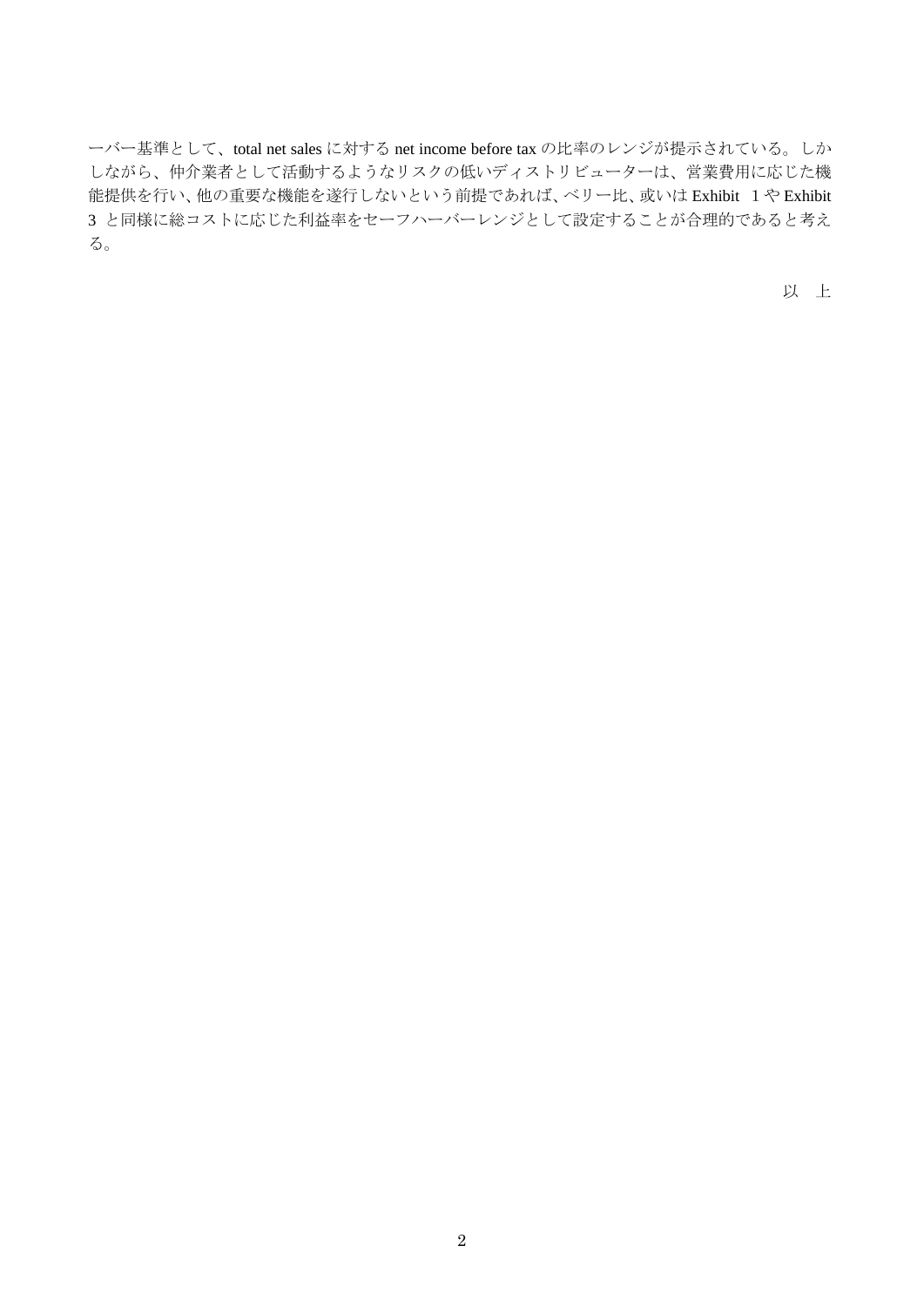ーバー基準として、total net sales に対する net income before tax の比率のレンジが提示されている。しかしながら、仲介業者として活動するようなリスクの低いディストリビューターは、営業費用に応じた機能提供を行い、他の重要な機能を遂行しないという前提であれば、ベリー比、或いは Exhibit 1 や Exhibit 3 と同様に総コストに応じた利益率をセーフハーバーレンジとして設定することが合理的であると考える。

以　上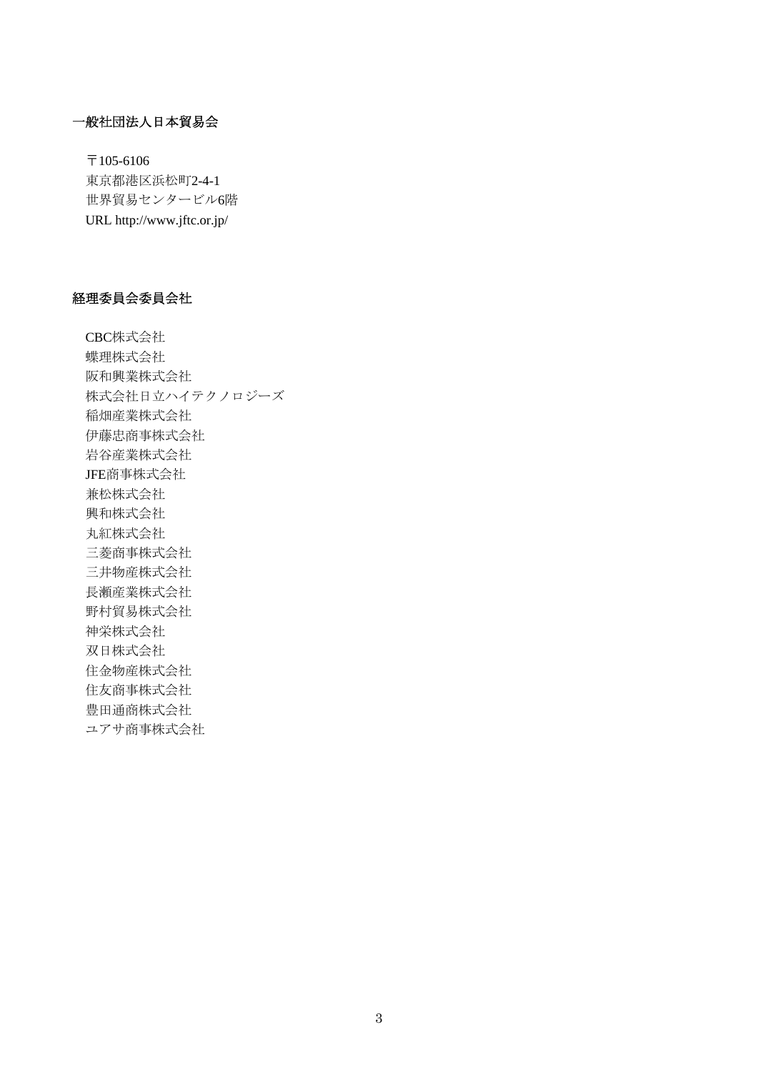## 一般社団法人日本貿易会

〒105-6106
東京都港区浜松町2-4-1
世界貿易センタービル6階
URL http://www.jftc.or.jp/

## 経理委員会委員会社

CBC株式会社
蝶理株式会社
阪和興業株式会社
株式会社日立ハイテクノロジーズ
稲畑産業株式会社
伊藤忠商事株式会社
岩谷産業株式会社
JFE商事株式会社
兼松株式会社
興和株式会社
丸紅株式会社
三菱商事株式会社
三井物産株式会社
長瀬産業株式会社
野村貿易株式会社
神栄株式会社
双日株式会社
住金物産株式会社
住友商事株式会社
豊田通商株式会社
ユアサ商事株式会社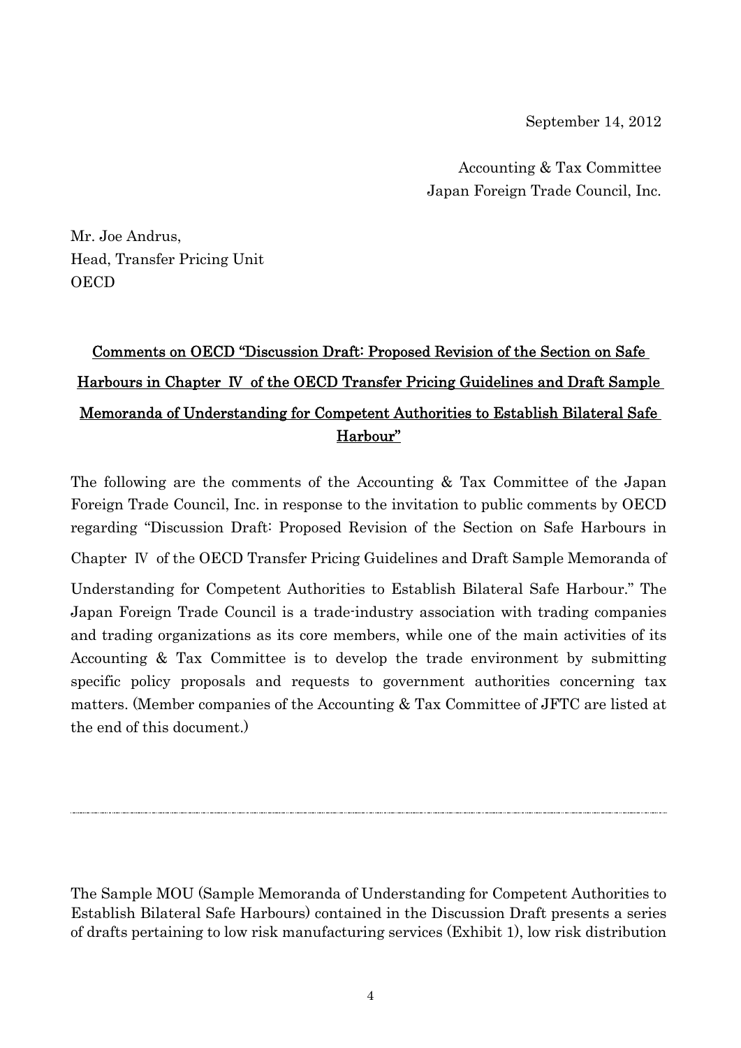September 14, 2012

Accounting & Tax Committee
Japan Foreign Trade Council, Inc.

Mr. Joe Andrus,
Head, Transfer Pricing Unit
OECD

## Comments on OECD "Discussion Draft: Proposed Revision of the Section on Safe Harbours in Chapter Ⅳ of the OECD Transfer Pricing Guidelines and Draft Sample Memoranda of Understanding for Competent Authorities to Establish Bilateral Safe Harbour"

The following are the comments of the Accounting & Tax Committee of the Japan Foreign Trade Council, Inc. in response to the invitation to public comments by OECD regarding "Discussion Draft: Proposed Revision of the Section on Safe Harbours in Chapter Ⅳ of the OECD Transfer Pricing Guidelines and Draft Sample Memoranda of Understanding for Competent Authorities to Establish Bilateral Safe Harbour." The Japan Foreign Trade Council is a trade-industry association with trading companies and trading organizations as its core members, while one of the main activities of its Accounting & Tax Committee is to develop the trade environment by submitting specific policy proposals and requests to government authorities concerning tax matters. (Member companies of the Accounting & Tax Committee of JFTC are listed at the end of this document.)

---

The Sample MOU (Sample Memoranda of Understanding for Competent Authorities to Establish Bilateral Safe Harbours) contained in the Discussion Draft presents a series of drafts pertaining to low risk manufacturing services (Exhibit 1), low risk distribution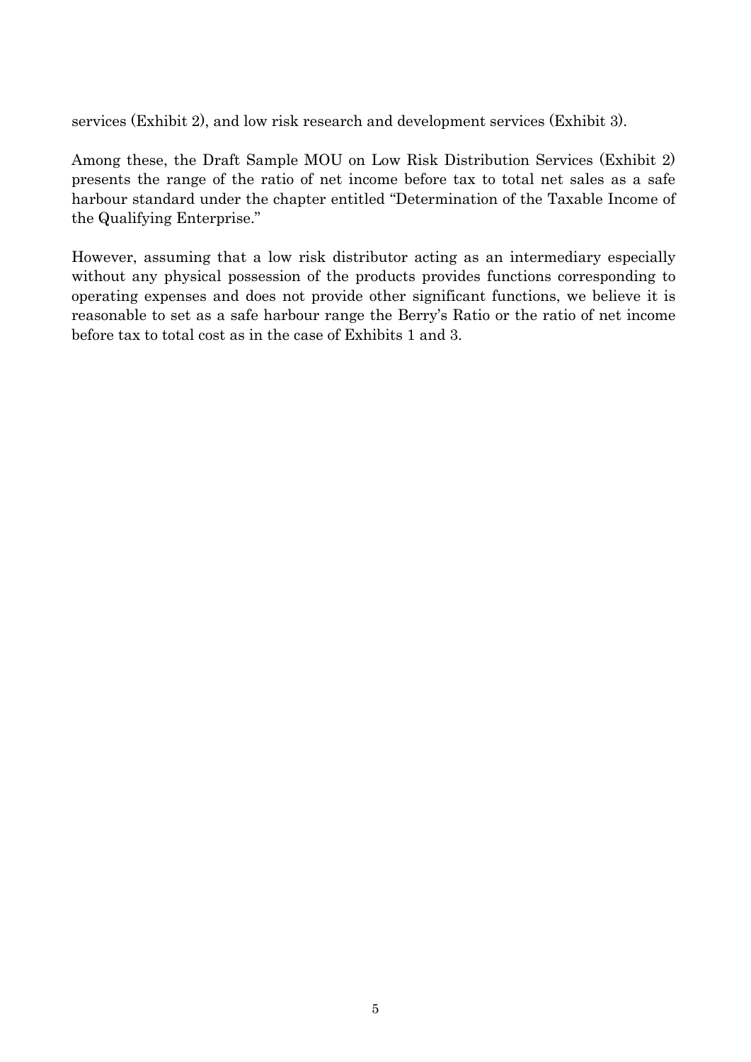services (Exhibit 2), and low risk research and development services (Exhibit 3).

Among these, the Draft Sample MOU on Low Risk Distribution Services (Exhibit 2) presents the range of the ratio of net income before tax to total net sales as a safe harbour standard under the chapter entitled "Determination of the Taxable Income of the Qualifying Enterprise."

However, assuming that a low risk distributor acting as an intermediary especially without any physical possession of the products provides functions corresponding to operating expenses and does not provide other significant functions, we believe it is reasonable to set as a safe harbour range the Berry's Ratio or the ratio of net income before tax to total cost as in the case of Exhibits 1 and 3.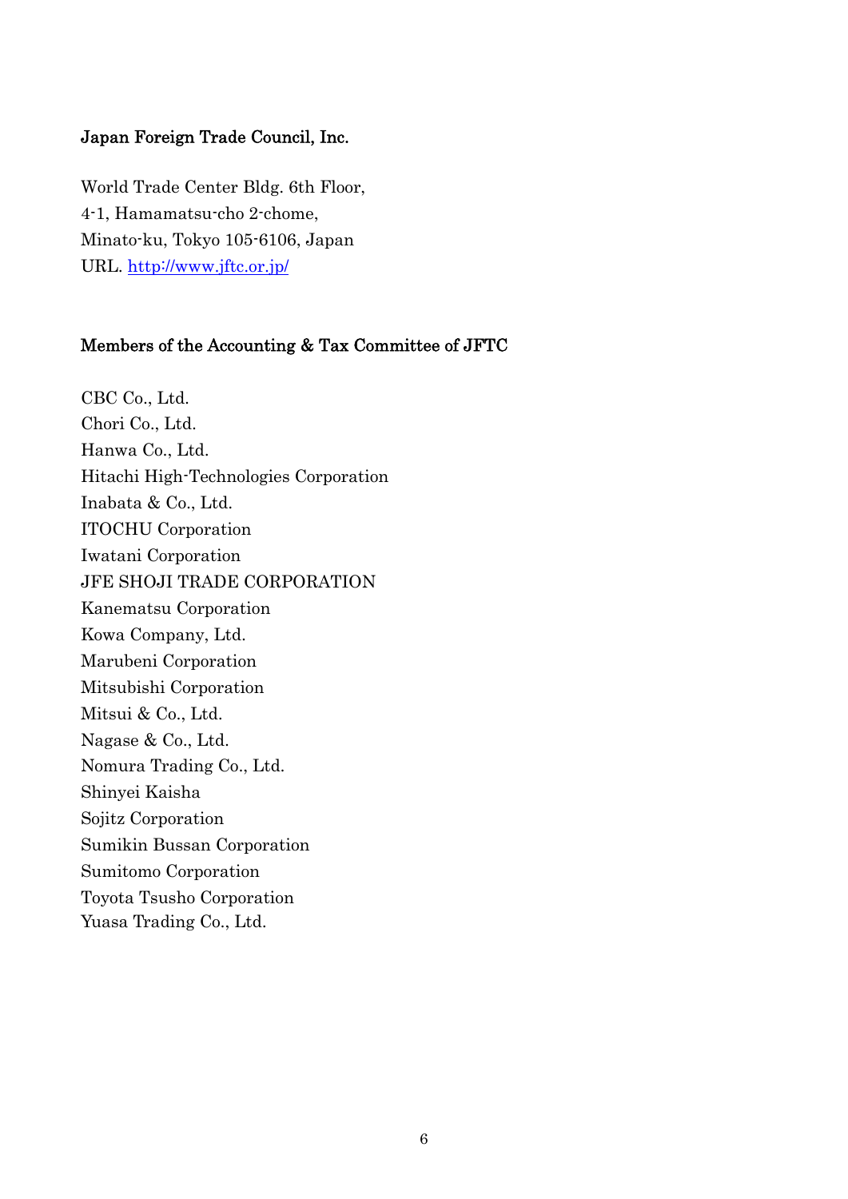**Japan Foreign Trade Council, Inc.**

World Trade Center Bldg. 6th Floor,
4-1, Hamamatsu-cho 2-chome,
Minato-ku, Tokyo 105-6106, Japan
URL. http://www.jftc.or.jp/

**Members of the Accounting & Tax Committee of JFTC**

CBC Co., Ltd.
Chori Co., Ltd.
Hanwa Co., Ltd.
Hitachi High-Technologies Corporation
Inabata & Co., Ltd.
ITOCHU Corporation
Iwatani Corporation
JFE SHOJI TRADE CORPORATION
Kanematsu Corporation
Kowa Company, Ltd.
Marubeni Corporation
Mitsubishi Corporation
Mitsui & Co., Ltd.
Nagase & Co., Ltd.
Nomura Trading Co., Ltd.
Shinyei Kaisha
Sojitz Corporation
Sumikin Bussan Corporation
Sumitomo Corporation
Toyota Tsusho Corporation
Yuasa Trading Co., Ltd.